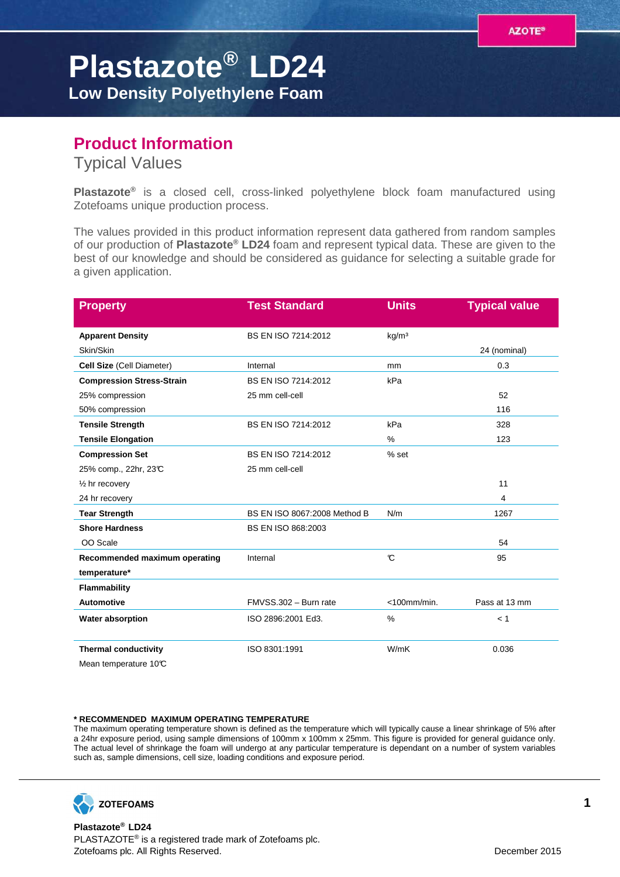# Plastazote® LD24

## Low Density Polyethylene Foam

## Product Information

Typical Values

**Plastazote®** is a closed cell, cross-linked polyethylene block foam manufactured using Zotefoams unique production process.

The values provided in this product information represent data gathered from random samples of our production of **Plastazote® LD24** foam and represent typical data. These are given to the best of our knowledge and should be considered as guidance for selecting a suitable grade for a given application.

| Property | Test Standard | Units | Typical value |
|---|---|---|---|
| **Apparent Density** | BS EN ISO 7214:2012 | kg/m³ | |
| Skin/Skin | | | 24 (nominal) |
| **Cell Size** (Cell Diameter) | Internal | mm | 0.3 |
| **Compression Stress-Strain** | BS EN ISO 7214:2012 | kPa | |
| 25% compression | 25 mm cell-cell | | 52 |
| 50% compression | | | 116 |
| **Tensile Strength** | BS EN ISO 7214:2012 | kPa | 328 |
| **Tensile Elongation** | | % | 123 |
| **Compression Set** | BS EN ISO 7214:2012 | % set | |
| 25% comp., 22hr, 23℃ | 25 mm cell-cell | | |
| ½ hr recovery | | | 11 |
| 24 hr recovery | | | 4 |
| **Tear Strength** | BS EN ISO 8067:2008 Method B | N/m | 1267 |
| **Shore Hardness** | BS EN ISO 868:2003 | | |
| OO Scale | | | 54 |
| **Recommended maximum operating temperature*** | Internal | ℃ | 95 |
| **Flammability** | | | |
| **Automotive** | FMVSS.302 – Burn rate | <100mm/min. | Pass at 13 mm |
| **Water absorption** | ISO 2896:2001 Ed3. | % | < 1 |
| **Thermal conductivity** | ISO 8301:1991 | W/mK | 0.036 |
| Mean temperature 10℃ | | | |

**\* RECOMMENDED MAXIMUM OPERATING TEMPERATURE**
The maximum operating temperature shown is defined as the temperature which will typically cause a linear shrinkage of 5% after a 24hr exposure period, using sample dimensions of 100mm x 100mm x 25mm. This figure is provided for general guidance only. The actual level of shrinkage the foam will undergo at any particular temperature is dependant on a number of system variables such as, sample dimensions, cell size, loading conditions and exposure period.

ZOTEFOAMS

**Plastazote® LD24**
PLASTAZOTE® is a registered trade mark of Zotefoams plc.
Zotefoams plc. All Rights Reserved.

December 2015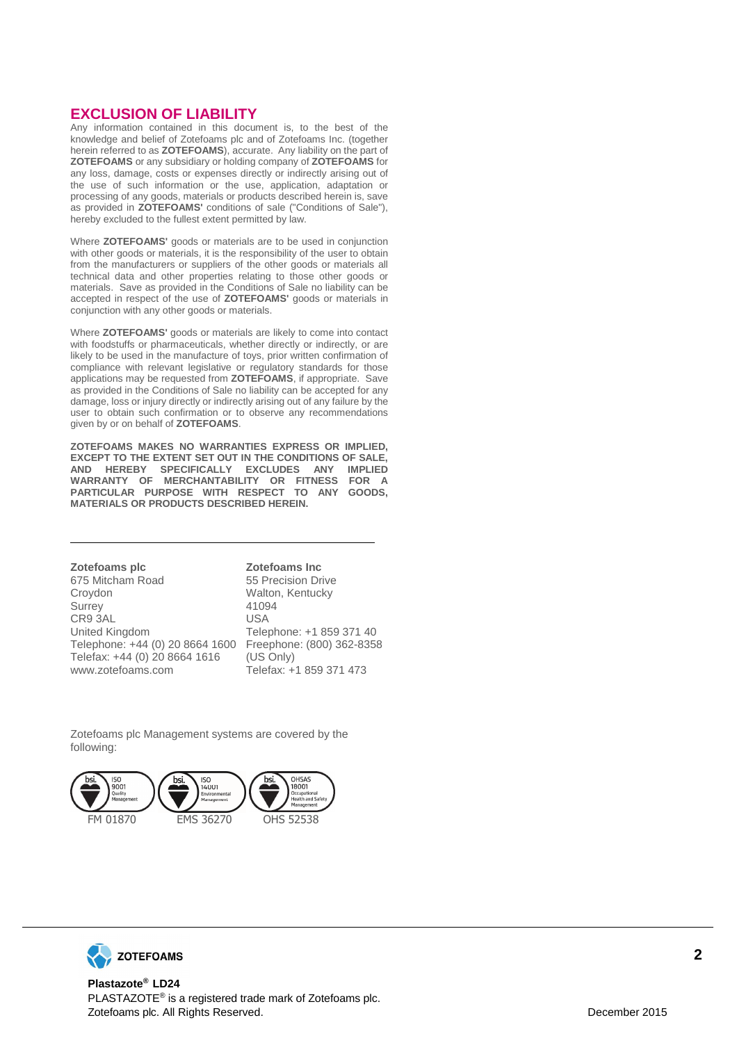## EXCLUSION OF LIABILITY

Any information contained in this document is, to the best of the knowledge and belief of Zotefoams plc and of Zotefoams Inc. (together herein referred to as **ZOTEFOAMS**), accurate. Any liability on the part of **ZOTEFOAMS** or any subsidiary or holding company of **ZOTEFOAMS** for any loss, damage, costs or expenses directly or indirectly arising out of the use of such information or the use, application, adaptation or processing of any goods, materials or products described herein is, save as provided in **ZOTEFOAMS'** conditions of sale ("Conditions of Sale"), hereby excluded to the fullest extent permitted by law.

Where **ZOTEFOAMS'** goods or materials are to be used in conjunction with other goods or materials, it is the responsibility of the user to obtain from the manufacturers or suppliers of the other goods or materials all technical data and other properties relating to those other goods or materials. Save as provided in the Conditions of Sale no liability can be accepted in respect of the use of **ZOTEFOAMS'** goods or materials in conjunction with any other goods or materials.

Where **ZOTEFOAMS'** goods or materials are likely to come into contact with foodstuffs or pharmaceuticals, whether directly or indirectly, or are likely to be used in the manufacture of toys, prior written confirmation of compliance with relevant legislative or regulatory standards for those applications may be requested from **ZOTEFOAMS**, if appropriate. Save as provided in the Conditions of Sale no liability can be accepted for any damage, loss or injury directly or indirectly arising out of any failure by the user to obtain such confirmation or to observe any recommendations given by or on behalf of **ZOTEFOAMS**.

**ZOTEFOAMS MAKES NO WARRANTIES EXPRESS OR IMPLIED, EXCEPT TO THE EXTENT SET OUT IN THE CONDITIONS OF SALE, AND HEREBY SPECIFICALLY EXCLUDES ANY IMPLIED WARRANTY OF MERCHANTABILITY OR FITNESS FOR A PARTICULAR PURPOSE WITH RESPECT TO ANY GOODS, MATERIALS OR PRODUCTS DESCRIBED HEREIN.**

---

**Zotefoams plc**
675 Mitcham Road
Croydon
Surrey
CR9 3AL
United Kingdom
Telephone: +44 (0) 20 8664 1600
Telefax: +44 (0) 20 8664 1616
www.zotefoams.com

**Zotefoams Inc**
55 Precision Drive
Walton, Kentucky
41094
USA
Telephone: +1 859 371 40
Freephone: (800) 362-8358
(US Only)
Telefax: +1 859 371 473

Zotefoams plc Management systems are covered by the following:

ISO 9001 Quality Management — FM 01870

ISO 14001 Environmental Management — EMS 36270

OHSAS 18001 Occupational Health and Safety Management — OHS 52538

ZOTEFOAMS

**Plastazote® LD24**
PLASTAZOTE® is a registered trade mark of Zotefoams plc.
Zotefoams plc. All Rights Reserved.

December 2015